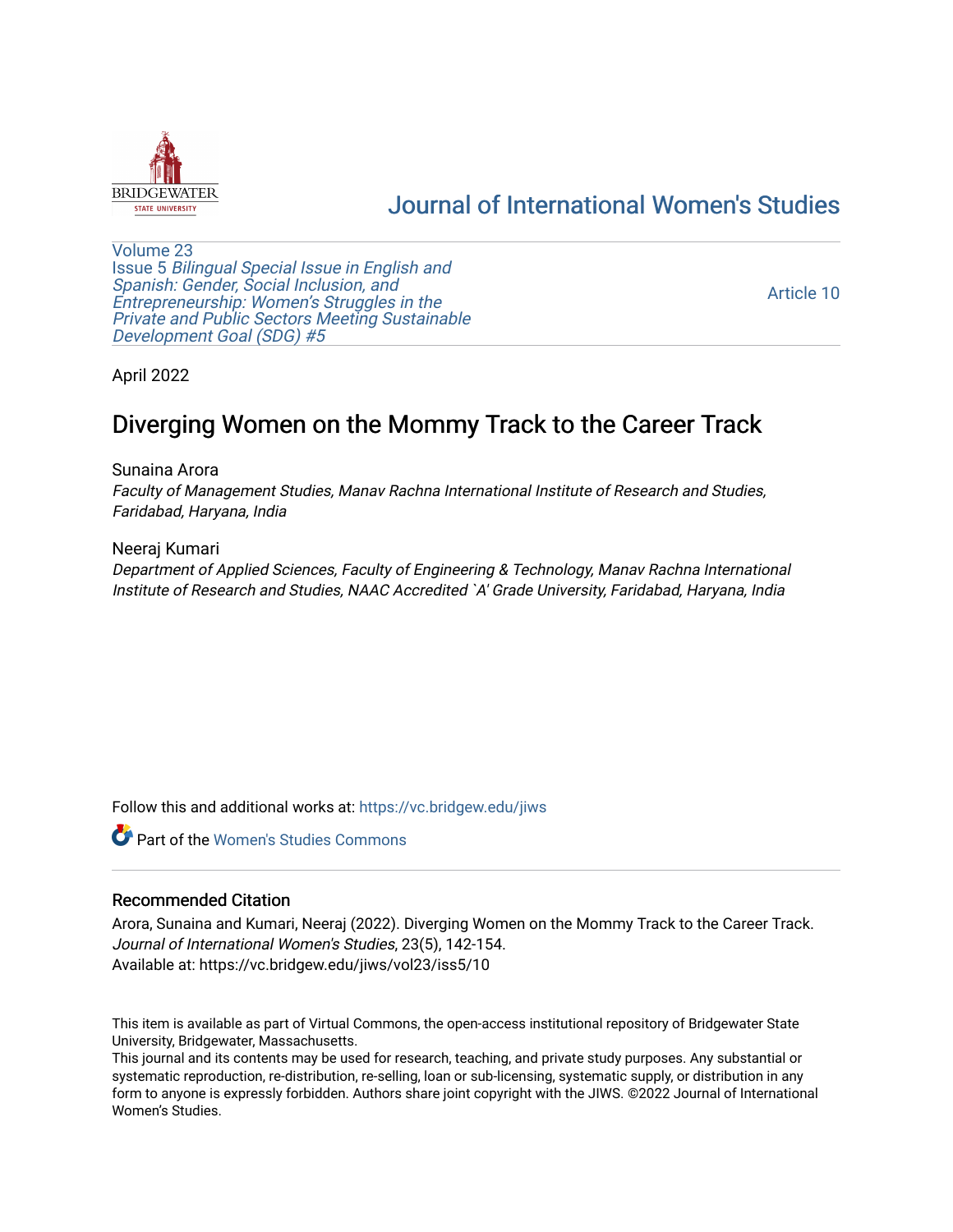# Journal of International Women's Studies

Volume 23
Issue 5 *Bilingual Special Issue in English and Spanish: Gender, Social Inclusion, and Entrepreneurship: Women's Struggles in the Private and Public Sectors Meeting Sustainable Development Goal (SDG) #5*

Article 10

April 2022

## Diverging Women on the Mommy Track to the Career Track

Sunaina Arora
*Faculty of Management Studies, Manav Rachna International Institute of Research and Studies, Faridabad, Haryana, India*

Neeraj Kumari
*Department of Applied Sciences, Faculty of Engineering & Technology, Manav Rachna International Institute of Research and Studies, NAAC Accredited `A' Grade University, Faridabad, Haryana, India*

Follow this and additional works at: https://vc.bridgew.edu/jiws

Part of the Women's Studies Commons

### Recommended Citation

Arora, Sunaina and Kumari, Neeraj (2022). Diverging Women on the Mommy Track to the Career Track. *Journal of International Women's Studies*, 23(5), 142-154.
Available at: https://vc.bridgew.edu/jiws/vol23/iss5/10

This item is available as part of Virtual Commons, the open-access institutional repository of Bridgewater State University, Bridgewater, Massachusetts.
This journal and its contents may be used for research, teaching, and private study purposes. Any substantial or systematic reproduction, re-distribution, re-selling, loan or sub-licensing, systematic supply, or distribution in any form to anyone is expressly forbidden. Authors share joint copyright with the JIWS. ©2022 Journal of International Women's Studies.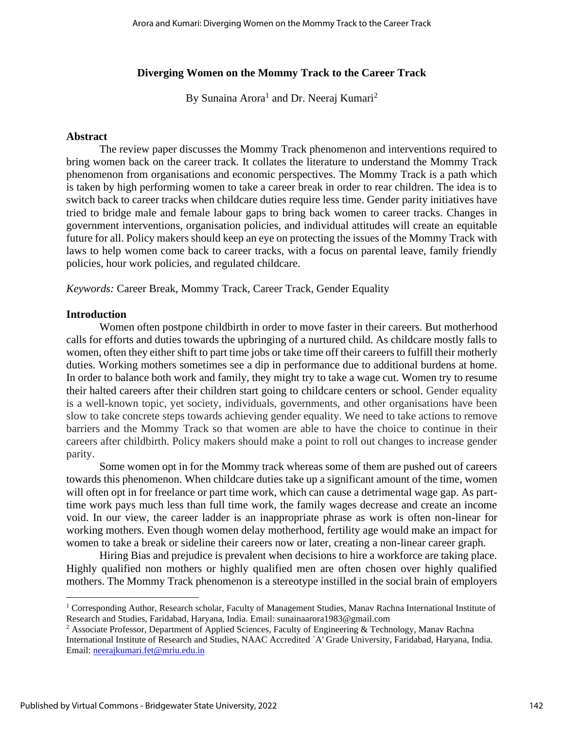## Diverging Women on the Mommy Track to the Career Track

By Sunaina Arora[1] and Dr. Neeraj Kumari[2]

### Abstract

The review paper discusses the Mommy Track phenomenon and interventions required to bring women back on the career track. It collates the literature to understand the Mommy Track phenomenon from organisations and economic perspectives. The Mommy Track is a path which is taken by high performing women to take a career break in order to rear children. The idea is to switch back to career tracks when childcare duties require less time. Gender parity initiatives have tried to bridge male and female labour gaps to bring back women to career tracks. Changes in government interventions, organisation policies, and individual attitudes will create an equitable future for all. Policy makers should keep an eye on protecting the issues of the Mommy Track with laws to help women come back to career tracks, with a focus on parental leave, family friendly policies, hour work policies, and regulated childcare.

*Keywords:* Career Break, Mommy Track, Career Track, Gender Equality

### Introduction

Women often postpone childbirth in order to move faster in their careers. But motherhood calls for efforts and duties towards the upbringing of a nurtured child. As childcare mostly falls to women, often they either shift to part time jobs or take time off their careers to fulfill their motherly duties. Working mothers sometimes see a dip in performance due to additional burdens at home. In order to balance both work and family, they might try to take a wage cut. Women try to resume their halted careers after their children start going to childcare centers or school. Gender equality is a well-known topic, yet society, individuals, governments, and other organisations have been slow to take concrete steps towards achieving gender equality. We need to take actions to remove barriers and the Mommy Track so that women are able to have the choice to continue in their careers after childbirth. Policy makers should make a point to roll out changes to increase gender parity.

Some women opt in for the Mommy track whereas some of them are pushed out of careers towards this phenomenon. When childcare duties take up a significant amount of the time, women will often opt in for freelance or part time work, which can cause a detrimental wage gap. As part-time work pays much less than full time work, the family wages decrease and create an income void. In our view, the career ladder is an inappropriate phrase as work is often non-linear for working mothers. Even though women delay motherhood, fertility age would make an impact for women to take a break or sideline their careers now or later, creating a non-linear career graph.

Hiring Bias and prejudice is prevalent when decisions to hire a workforce are taking place. Highly qualified non mothers or highly qualified men are often chosen over highly qualified mothers. The Mommy Track phenomenon is a stereotype instilled in the social brain of employers

---

[1] Corresponding Author, Research scholar, Faculty of Management Studies, Manav Rachna International Institute of Research and Studies, Faridabad, Haryana, India. Email: sunainaarora1983@gmail.com

[2] Associate Professor, Department of Applied Sciences, Faculty of Engineering & Technology, Manav Rachna International Institute of Research and Studies, NAAC Accredited `A' Grade University, Faridabad, Haryana, India. Email: neerajkumari.fet@mriu.edu.in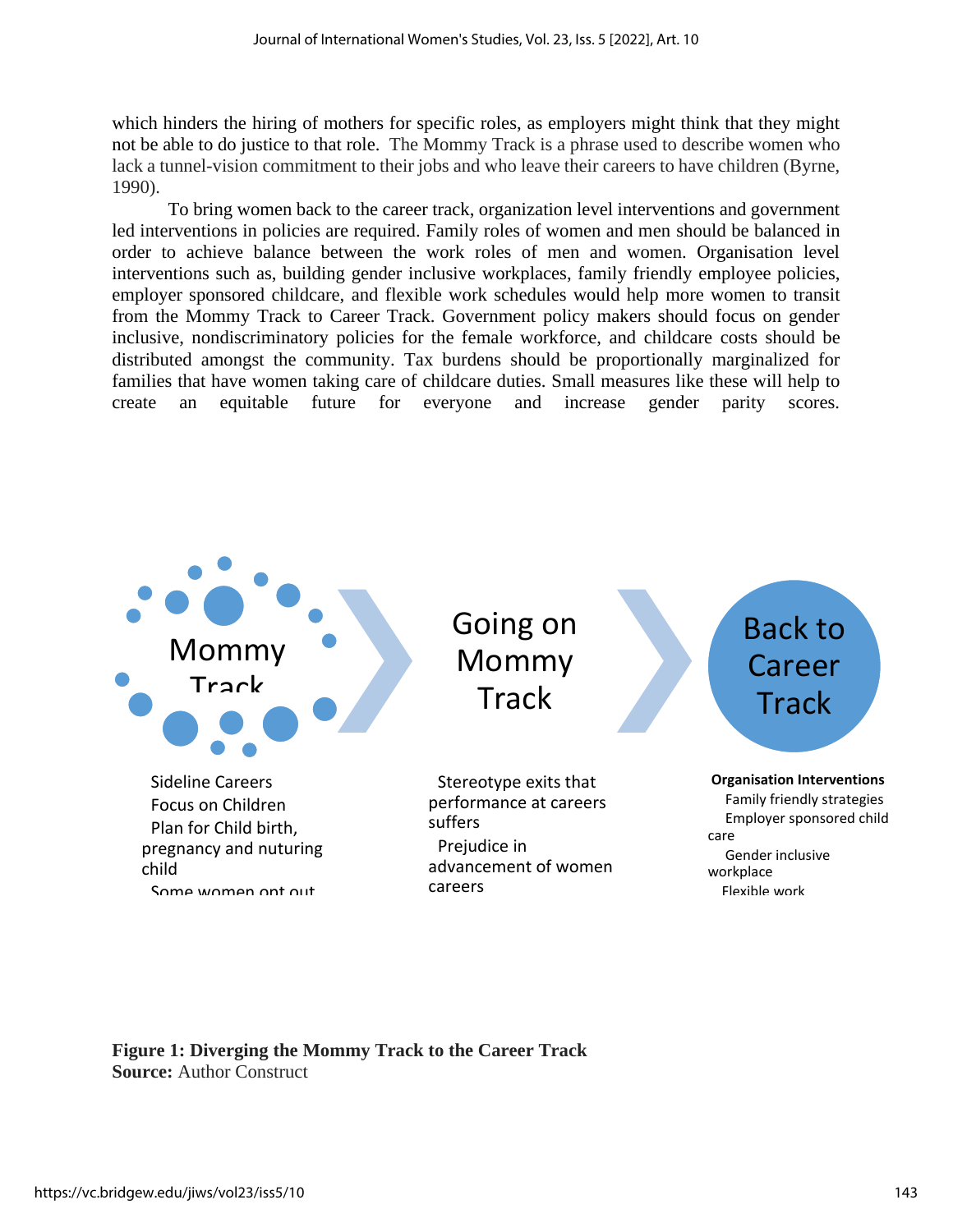which hinders the hiring of mothers for specific roles, as employers might think that they might not be able to do justice to that role. The Mommy Track is a phrase used to describe women who lack a tunnel-vision commitment to their jobs and who leave their careers to have children (Byrne, 1990).

To bring women back to the career track, organization level interventions and government led interventions in policies are required. Family roles of women and men should be balanced in order to achieve balance between the work roles of men and women. Organisation level interventions such as, building gender inclusive workplaces, family friendly employee policies, employer sponsored childcare, and flexible work schedules would help more women to transit from the Mommy Track to Career Track. Government policy makers should focus on gender inclusive, nondiscriminatory policies for the female workforce, and childcare costs should be distributed amongst the community. Tax burdens should be proportionally marginalized for families that have women taking care of childcare duties. Small measures like these will help to create an equitable future for everyone and increase gender parity scores.

Mommy Track

Sideline Careers
Focus on Children
Plan for Child birth, pregnancy and nuturing child
Some women opt out

Going on Mommy Track

Stereotype exits that performance at careers suffers
Prejudice in advancement of women careers

Back to Career Track

**Organisation Interventions**
Family friendly strategies
Employer sponsored child care
Gender inclusive workplace
Flexible work

**Figure 1: Diverging the Mommy Track to the Career Track**
**Source:** Author Construct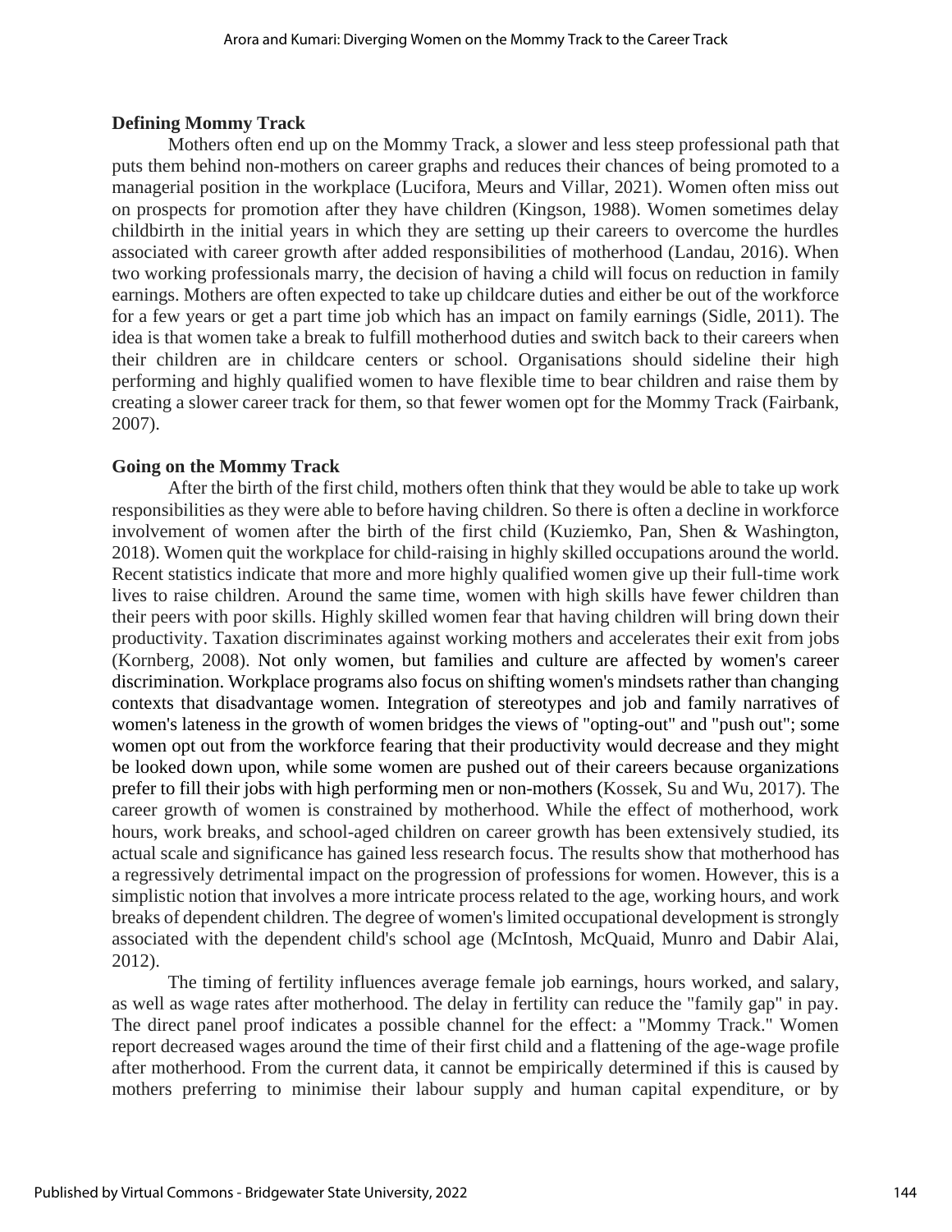## Defining Mommy Track

Mothers often end up on the Mommy Track, a slower and less steep professional path that puts them behind non-mothers on career graphs and reduces their chances of being promoted to a managerial position in the workplace (Lucifora, Meurs and Villar, 2021). Women often miss out on prospects for promotion after they have children (Kingson, 1988). Women sometimes delay childbirth in the initial years in which they are setting up their careers to overcome the hurdles associated with career growth after added responsibilities of motherhood (Landau, 2016). When two working professionals marry, the decision of having a child will focus on reduction in family earnings. Mothers are often expected to take up childcare duties and either be out of the workforce for a few years or get a part time job which has an impact on family earnings (Sidle, 2011). The idea is that women take a break to fulfill motherhood duties and switch back to their careers when their children are in childcare centers or school. Organisations should sideline their high performing and highly qualified women to have flexible time to bear children and raise them by creating a slower career track for them, so that fewer women opt for the Mommy Track (Fairbank, 2007).

## Going on the Mommy Track

After the birth of the first child, mothers often think that they would be able to take up work responsibilities as they were able to before having children. So there is often a decline in workforce involvement of women after the birth of the first child (Kuziemko, Pan, Shen & Washington, 2018). Women quit the workplace for child-raising in highly skilled occupations around the world. Recent statistics indicate that more and more highly qualified women give up their full-time work lives to raise children. Around the same time, women with high skills have fewer children than their peers with poor skills. Highly skilled women fear that having children will bring down their productivity. Taxation discriminates against working mothers and accelerates their exit from jobs (Kornberg, 2008). Not only women, but families and culture are affected by women's career discrimination. Workplace programs also focus on shifting women's mindsets rather than changing contexts that disadvantage women. Integration of stereotypes and job and family narratives of women's lateness in the growth of women bridges the views of "opting-out" and "push out"; some women opt out from the workforce fearing that their productivity would decrease and they might be looked down upon, while some women are pushed out of their careers because organizations prefer to fill their jobs with high performing men or non-mothers (Kossek, Su and Wu, 2017). The career growth of women is constrained by motherhood. While the effect of motherhood, work hours, work breaks, and school-aged children on career growth has been extensively studied, its actual scale and significance has gained less research focus. The results show that motherhood has a regressively detrimental impact on the progression of professions for women. However, this is a simplistic notion that involves a more intricate process related to the age, working hours, and work breaks of dependent children. The degree of women's limited occupational development is strongly associated with the dependent child's school age (McIntosh, McQuaid, Munro and Dabir Alai, 2012).

The timing of fertility influences average female job earnings, hours worked, and salary, as well as wage rates after motherhood. The delay in fertility can reduce the "family gap" in pay. The direct panel proof indicates a possible channel for the effect: a "Mommy Track." Women report decreased wages around the time of their first child and a flattening of the age-wage profile after motherhood. From the current data, it cannot be empirically determined if this is caused by mothers preferring to minimise their labour supply and human capital expenditure, or by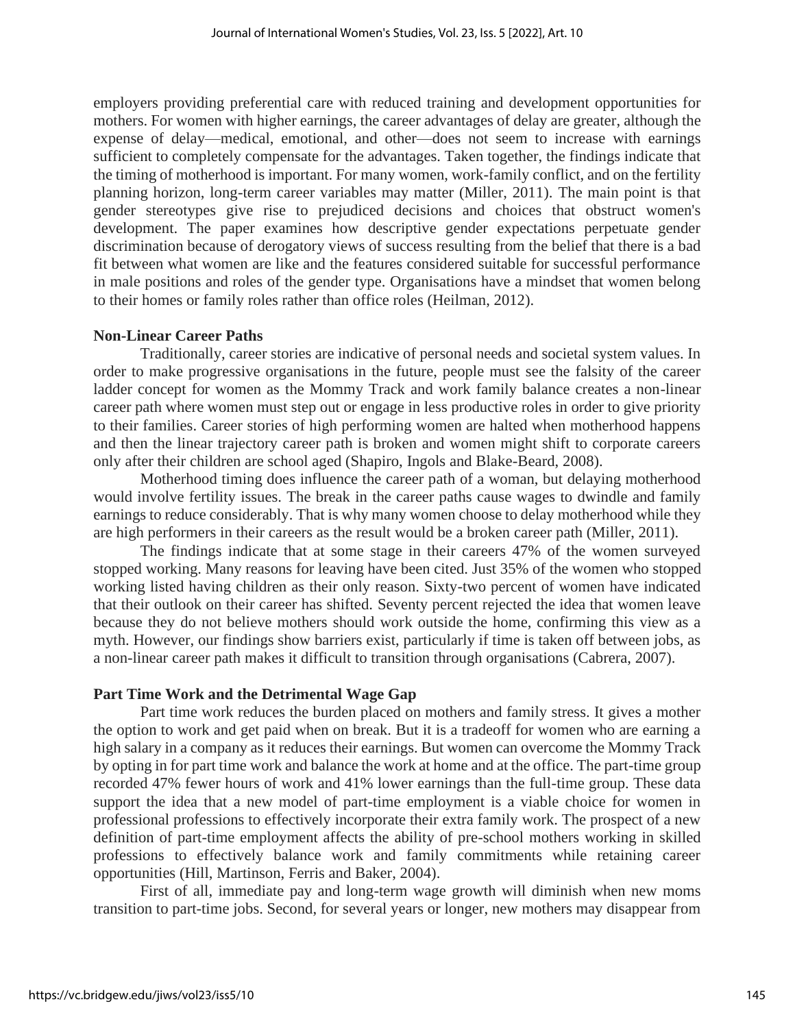employers providing preferential care with reduced training and development opportunities for mothers. For women with higher earnings, the career advantages of delay are greater, although the expense of delay—medical, emotional, and other—does not seem to increase with earnings sufficient to completely compensate for the advantages. Taken together, the findings indicate that the timing of motherhood is important. For many women, work-family conflict, and on the fertility planning horizon, long-term career variables may matter (Miller, 2011). The main point is that gender stereotypes give rise to prejudiced decisions and choices that obstruct women's development. The paper examines how descriptive gender expectations perpetuate gender discrimination because of derogatory views of success resulting from the belief that there is a bad fit between what women are like and the features considered suitable for successful performance in male positions and roles of the gender type. Organisations have a mindset that women belong to their homes or family roles rather than office roles (Heilman, 2012).

### Non-Linear Career Paths

Traditionally, career stories are indicative of personal needs and societal system values. In order to make progressive organisations in the future, people must see the falsity of the career ladder concept for women as the Mommy Track and work family balance creates a non-linear career path where women must step out or engage in less productive roles in order to give priority to their families. Career stories of high performing women are halted when motherhood happens and then the linear trajectory career path is broken and women might shift to corporate careers only after their children are school aged (Shapiro, Ingols and Blake-Beard, 2008).

Motherhood timing does influence the career path of a woman, but delaying motherhood would involve fertility issues. The break in the career paths cause wages to dwindle and family earnings to reduce considerably. That is why many women choose to delay motherhood while they are high performers in their careers as the result would be a broken career path (Miller, 2011).

The findings indicate that at some stage in their careers 47% of the women surveyed stopped working. Many reasons for leaving have been cited. Just 35% of the women who stopped working listed having children as their only reason. Sixty-two percent of women have indicated that their outlook on their career has shifted. Seventy percent rejected the idea that women leave because they do not believe mothers should work outside the home, confirming this view as a myth. However, our findings show barriers exist, particularly if time is taken off between jobs, as a non-linear career path makes it difficult to transition through organisations (Cabrera, 2007).

### Part Time Work and the Detrimental Wage Gap

Part time work reduces the burden placed on mothers and family stress. It gives a mother the option to work and get paid when on break. But it is a tradeoff for women who are earning a high salary in a company as it reduces their earnings. But women can overcome the Mommy Track by opting in for part time work and balance the work at home and at the office. The part-time group recorded 47% fewer hours of work and 41% lower earnings than the full-time group. These data support the idea that a new model of part-time employment is a viable choice for women in professional professions to effectively incorporate their extra family work. The prospect of a new definition of part-time employment affects the ability of pre-school mothers working in skilled professions to effectively balance work and family commitments while retaining career opportunities (Hill, Martinson, Ferris and Baker, 2004).

First of all, immediate pay and long-term wage growth will diminish when new moms transition to part-time jobs. Second, for several years or longer, new mothers may disappear from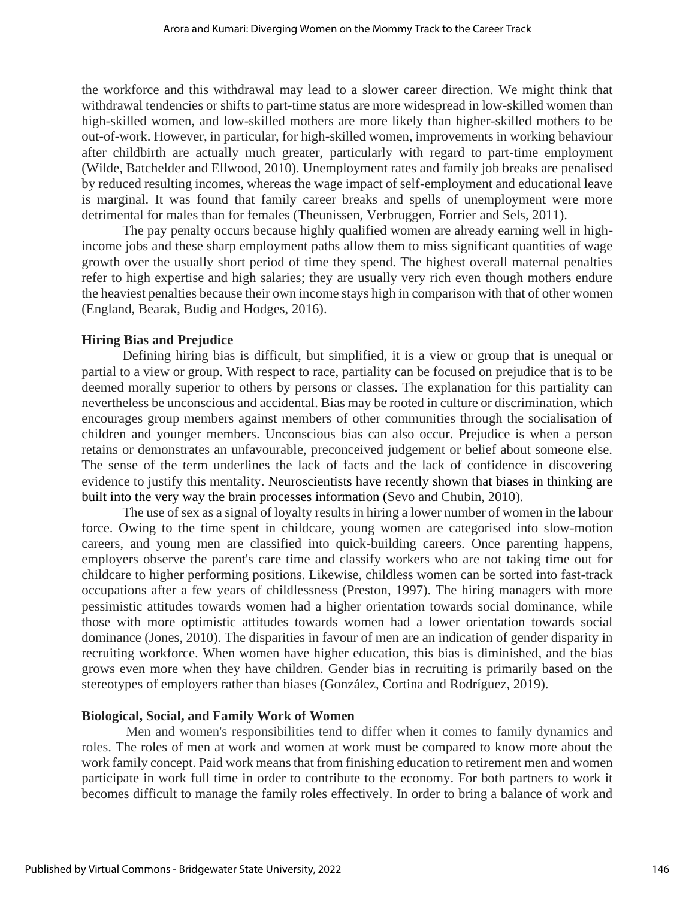the workforce and this withdrawal may lead to a slower career direction. We might think that withdrawal tendencies or shifts to part-time status are more widespread in low-skilled women than high-skilled women, and low-skilled mothers are more likely than higher-skilled mothers to be out-of-work. However, in particular, for high-skilled women, improvements in working behaviour after childbirth are actually much greater, particularly with regard to part-time employment (Wilde, Batchelder and Ellwood, 2010). Unemployment rates and family job breaks are penalised by reduced resulting incomes, whereas the wage impact of self-employment and educational leave is marginal. It was found that family career breaks and spells of unemployment were more detrimental for males than for females (Theunissen, Verbruggen, Forrier and Sels, 2011).

The pay penalty occurs because highly qualified women are already earning well in high-income jobs and these sharp employment paths allow them to miss significant quantities of wage growth over the usually short period of time they spend. The highest overall maternal penalties refer to high expertise and high salaries; they are usually very rich even though mothers endure the heaviest penalties because their own income stays high in comparison with that of other women (England, Bearak, Budig and Hodges, 2016).

### Hiring Bias and Prejudice

Defining hiring bias is difficult, but simplified, it is a view or group that is unequal or partial to a view or group. With respect to race, partiality can be focused on prejudice that is to be deemed morally superior to others by persons or classes. The explanation for this partiality can nevertheless be unconscious and accidental. Bias may be rooted in culture or discrimination, which encourages group members against members of other communities through the socialisation of children and younger members. Unconscious bias can also occur. Prejudice is when a person retains or demonstrates an unfavourable, preconceived judgement or belief about someone else. The sense of the term underlines the lack of facts and the lack of confidence in discovering evidence to justify this mentality. Neuroscientists have recently shown that biases in thinking are built into the very way the brain processes information (Sevo and Chubin, 2010).

The use of sex as a signal of loyalty results in hiring a lower number of women in the labour force. Owing to the time spent in childcare, young women are categorised into slow-motion careers, and young men are classified into quick-building careers. Once parenting happens, employers observe the parent's care time and classify workers who are not taking time out for childcare to higher performing positions. Likewise, childless women can be sorted into fast-track occupations after a few years of childlessness (Preston, 1997). The hiring managers with more pessimistic attitudes towards women had a higher orientation towards social dominance, while those with more optimistic attitudes towards women had a lower orientation towards social dominance (Jones, 2010). The disparities in favour of men are an indication of gender disparity in recruiting workforce. When women have higher education, this bias is diminished, and the bias grows even more when they have children. Gender bias in recruiting is primarily based on the stereotypes of employers rather than biases (González, Cortina and Rodríguez, 2019).

### Biological, Social, and Family Work of Women

Men and women's responsibilities tend to differ when it comes to family dynamics and roles. The roles of men at work and women at work must be compared to know more about the work family concept. Paid work means that from finishing education to retirement men and women participate in work full time in order to contribute to the economy. For both partners to work it becomes difficult to manage the family roles effectively. In order to bring a balance of work and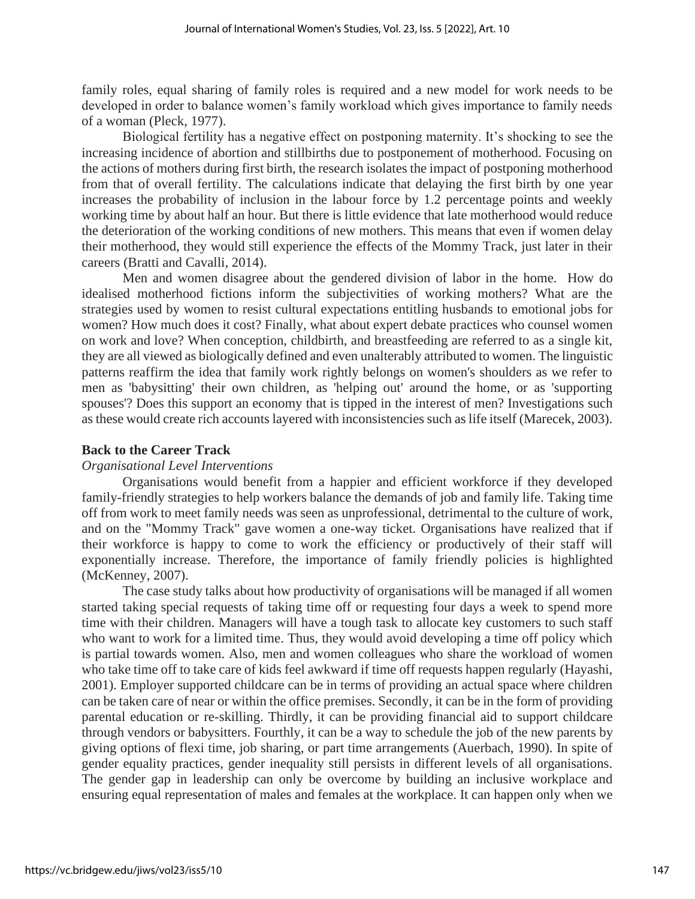family roles, equal sharing of family roles is required and a new model for work needs to be developed in order to balance women's family workload which gives importance to family needs of a woman (Pleck, 1977).

Biological fertility has a negative effect on postponing maternity. It's shocking to see the increasing incidence of abortion and stillbirths due to postponement of motherhood. Focusing on the actions of mothers during first birth, the research isolates the impact of postponing motherhood from that of overall fertility. The calculations indicate that delaying the first birth by one year increases the probability of inclusion in the labour force by 1.2 percentage points and weekly working time by about half an hour. But there is little evidence that late motherhood would reduce the deterioration of the working conditions of new mothers. This means that even if women delay their motherhood, they would still experience the effects of the Mommy Track, just later in their careers (Bratti and Cavalli, 2014).

Men and women disagree about the gendered division of labor in the home. How do idealised motherhood fictions inform the subjectivities of working mothers? What are the strategies used by women to resist cultural expectations entitling husbands to emotional jobs for women? How much does it cost? Finally, what about expert debate practices who counsel women on work and love? When conception, childbirth, and breastfeeding are referred to as a single kit, they are all viewed as biologically defined and even unalterably attributed to women. The linguistic patterns reaffirm the idea that family work rightly belongs on women's shoulders as we refer to men as 'babysitting' their own children, as 'helping out' around the home, or as 'supporting spouses'? Does this support an economy that is tipped in the interest of men? Investigations such as these would create rich accounts layered with inconsistencies such as life itself (Marecek, 2003).

## Back to the Career Track

### *Organisational Level Interventions*

Organisations would benefit from a happier and efficient workforce if they developed family-friendly strategies to help workers balance the demands of job and family life. Taking time off from work to meet family needs was seen as unprofessional, detrimental to the culture of work, and on the "Mommy Track" gave women a one-way ticket. Organisations have realized that if their workforce is happy to come to work the efficiency or productively of their staff will exponentially increase. Therefore, the importance of family friendly policies is highlighted (McKenney, 2007).

The case study talks about how productivity of organisations will be managed if all women started taking special requests of taking time off or requesting four days a week to spend more time with their children. Managers will have a tough task to allocate key customers to such staff who want to work for a limited time. Thus, they would avoid developing a time off policy which is partial towards women. Also, men and women colleagues who share the workload of women who take time off to take care of kids feel awkward if time off requests happen regularly (Hayashi, 2001). Employer supported childcare can be in terms of providing an actual space where children can be taken care of near or within the office premises. Secondly, it can be in the form of providing parental education or re-skilling. Thirdly, it can be providing financial aid to support childcare through vendors or babysitters. Fourthly, it can be a way to schedule the job of the new parents by giving options of flexi time, job sharing, or part time arrangements (Auerbach, 1990). In spite of gender equality practices, gender inequality still persists in different levels of all organisations. The gender gap in leadership can only be overcome by building an inclusive workplace and ensuring equal representation of males and females at the workplace. It can happen only when we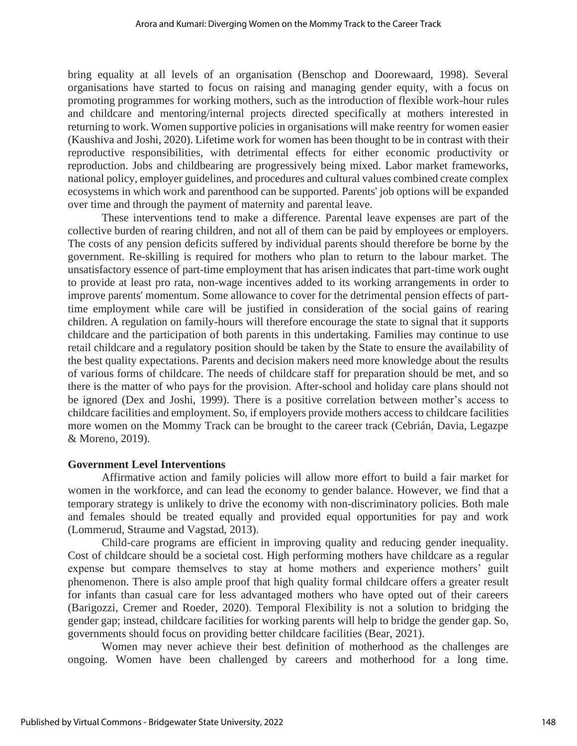bring equality at all levels of an organisation (Benschop and Doorewaard, 1998). Several organisations have started to focus on raising and managing gender equity, with a focus on promoting programmes for working mothers, such as the introduction of flexible work-hour rules and childcare and mentoring/internal projects directed specifically at mothers interested in returning to work. Women supportive policies in organisations will make reentry for women easier (Kaushiva and Joshi, 2020). Lifetime work for women has been thought to be in contrast with their reproductive responsibilities, with detrimental effects for either economic productivity or reproduction. Jobs and childbearing are progressively being mixed. Labor market frameworks, national policy, employer guidelines, and procedures and cultural values combined create complex ecosystems in which work and parenthood can be supported. Parents' job options will be expanded over time and through the payment of maternity and parental leave.

These interventions tend to make a difference. Parental leave expenses are part of the collective burden of rearing children, and not all of them can be paid by employees or employers. The costs of any pension deficits suffered by individual parents should therefore be borne by the government. Re-skilling is required for mothers who plan to return to the labour market. The unsatisfactory essence of part-time employment that has arisen indicates that part-time work ought to provide at least pro rata, non-wage incentives added to its working arrangements in order to improve parents' momentum. Some allowance to cover for the detrimental pension effects of part-time employment while care will be justified in consideration of the social gains of rearing children. A regulation on family-hours will therefore encourage the state to signal that it supports childcare and the participation of both parents in this undertaking. Families may continue to use retail childcare and a regulatory position should be taken by the State to ensure the availability of the best quality expectations. Parents and decision makers need more knowledge about the results of various forms of childcare. The needs of childcare staff for preparation should be met, and so there is the matter of who pays for the provision. After-school and holiday care plans should not be ignored (Dex and Joshi, 1999). There is a positive correlation between mother's access to childcare facilities and employment. So, if employers provide mothers access to childcare facilities more women on the Mommy Track can be brought to the career track (Cebrián, Davia, Legazpe & Moreno, 2019).

**Government Level Interventions**

Affirmative action and family policies will allow more effort to build a fair market for women in the workforce, and can lead the economy to gender balance. However, we find that a temporary strategy is unlikely to drive the economy with non-discriminatory policies. Both male and females should be treated equally and provided equal opportunities for pay and work (Lommerud, Straume and Vagstad, 2013).

Child-care programs are efficient in improving quality and reducing gender inequality. Cost of childcare should be a societal cost. High performing mothers have childcare as a regular expense but compare themselves to stay at home mothers and experience mothers' guilt phenomenon. There is also ample proof that high quality formal childcare offers a greater result for infants than casual care for less advantaged mothers who have opted out of their careers (Barigozzi, Cremer and Roeder, 2020). Temporal Flexibility is not a solution to bridging the gender gap; instead, childcare facilities for working parents will help to bridge the gender gap. So, governments should focus on providing better childcare facilities (Bear, 2021).

Women may never achieve their best definition of motherhood as the challenges are ongoing. Women have been challenged by careers and motherhood for a long time.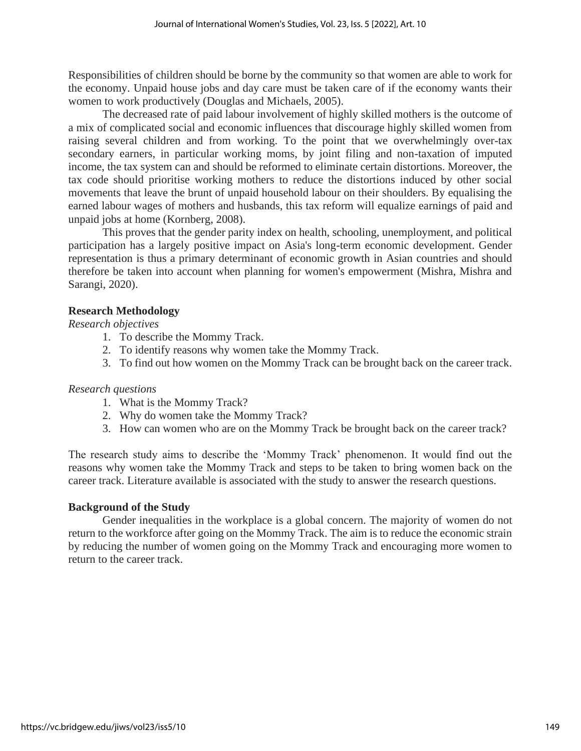Responsibilities of children should be borne by the community so that women are able to work for the economy. Unpaid house jobs and day care must be taken care of if the economy wants their women to work productively (Douglas and Michaels, 2005).

The decreased rate of paid labour involvement of highly skilled mothers is the outcome of a mix of complicated social and economic influences that discourage highly skilled women from raising several children and from working. To the point that we overwhelmingly over-tax secondary earners, in particular working moms, by joint filing and non-taxation of imputed income, the tax system can and should be reformed to eliminate certain distortions. Moreover, the tax code should prioritise working mothers to reduce the distortions induced by other social movements that leave the brunt of unpaid household labour on their shoulders. By equalising the earned labour wages of mothers and husbands, this tax reform will equalize earnings of paid and unpaid jobs at home (Kornberg, 2008).

This proves that the gender parity index on health, schooling, unemployment, and political participation has a largely positive impact on Asia's long-term economic development. Gender representation is thus a primary determinant of economic growth in Asian countries and should therefore be taken into account when planning for women's empowerment (Mishra, Mishra and Sarangi, 2020).

## Research Methodology

*Research objectives*

1. To describe the Mommy Track.
2. To identify reasons why women take the Mommy Track.
3. To find out how women on the Mommy Track can be brought back on the career track.

*Research questions*

1. What is the Mommy Track?
2. Why do women take the Mommy Track?
3. How can women who are on the Mommy Track be brought back on the career track?

The research study aims to describe the 'Mommy Track' phenomenon. It would find out the reasons why women take the Mommy Track and steps to be taken to bring women back on the career track. Literature available is associated with the study to answer the research questions.

## Background of the Study

Gender inequalities in the workplace is a global concern. The majority of women do not return to the workforce after going on the Mommy Track. The aim is to reduce the economic strain by reducing the number of women going on the Mommy Track and encouraging more women to return to the career track.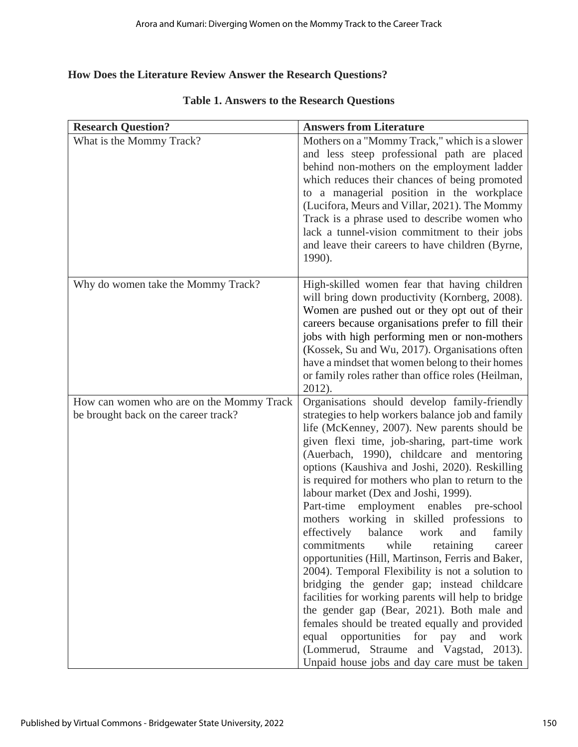**How Does the Literature Review Answer the Research Questions?**

**Table 1. Answers to the Research Questions**

| Research Question? | Answers from Literature |
|---|---|
| What is the Mommy Track? | Mothers on a "Mommy Track," which is a slower and less steep professional path are placed behind non-mothers on the employment ladder which reduces their chances of being promoted to a managerial position in the workplace (Lucifora, Meurs and Villar, 2021). The Mommy Track is a phrase used to describe women who lack a tunnel-vision commitment to their jobs and leave their careers to have children (Byrne, 1990). |
| Why do women take the Mommy Track? | High-skilled women fear that having children will bring down productivity (Kornberg, 2008). Women are pushed out or they opt out of their careers because organisations prefer to fill their jobs with high performing men or non-mothers (Kossek, Su and Wu, 2017). Organisations often have a mindset that women belong to their homes or family roles rather than office roles (Heilman, 2012). |
| How can women who are on the Mommy Track be brought back on the career track? | Organisations should develop family-friendly strategies to help workers balance job and family life (McKenney, 2007). New parents should be given flexi time, job-sharing, part-time work (Auerbach, 1990), childcare and mentoring options (Kaushiva and Joshi, 2020). Reskilling is required for mothers who plan to return to the labour market (Dex and Joshi, 1999). Part-time employment enables pre-school mothers working in skilled professions to effectively balance work and family commitments while retaining career opportunities (Hill, Martinson, Ferris and Baker, 2004). Temporal Flexibility is not a solution to bridging the gender gap; instead childcare facilities for working parents will help to bridge the gender gap (Bear, 2021). Both male and females should be treated equally and provided equal opportunities for pay and work (Lommerud, Straume and Vagstad, 2013). Unpaid house jobs and day care must be taken |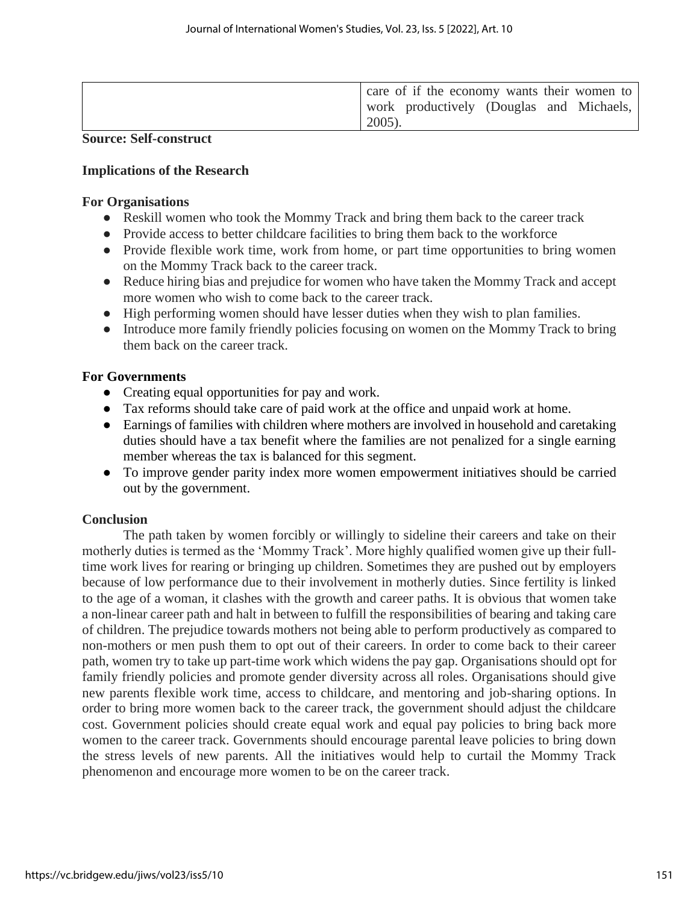| | care of if the economy wants their women to work productively (Douglas and Michaels, 2005). |
|---|---|

**Source: Self-construct**

**Implications of the Research**

**For Organisations**

- Reskill women who took the Mommy Track and bring them back to the career track
- Provide access to better childcare facilities to bring them back to the workforce
- Provide flexible work time, work from home, or part time opportunities to bring women on the Mommy Track back to the career track.
- Reduce hiring bias and prejudice for women who have taken the Mommy Track and accept more women who wish to come back to the career track.
- High performing women should have lesser duties when they wish to plan families.
- Introduce more family friendly policies focusing on women on the Mommy Track to bring them back on the career track.

**For Governments**

- Creating equal opportunities for pay and work.
- Tax reforms should take care of paid work at the office and unpaid work at home.
- Earnings of families with children where mothers are involved in household and caretaking duties should have a tax benefit where the families are not penalized for a single earning member whereas the tax is balanced for this segment.
- To improve gender parity index more women empowerment initiatives should be carried out by the government.

**Conclusion**

The path taken by women forcibly or willingly to sideline their careers and take on their motherly duties is termed as the 'Mommy Track'. More highly qualified women give up their full-time work lives for rearing or bringing up children. Sometimes they are pushed out by employers because of low performance due to their involvement in motherly duties. Since fertility is linked to the age of a woman, it clashes with the growth and career paths. It is obvious that women take a non-linear career path and halt in between to fulfill the responsibilities of bearing and taking care of children. The prejudice towards mothers not being able to perform productively as compared to non-mothers or men push them to opt out of their careers. In order to come back to their career path, women try to take up part-time work which widens the pay gap. Organisations should opt for family friendly policies and promote gender diversity across all roles. Organisations should give new parents flexible work time, access to childcare, and mentoring and job-sharing options. In order to bring more women back to the career track, the government should adjust the childcare cost. Government policies should create equal work and equal pay policies to bring back more women to the career track. Governments should encourage parental leave policies to bring down the stress levels of new parents. All the initiatives would help to curtail the Mommy Track phenomenon and encourage more women to be on the career track.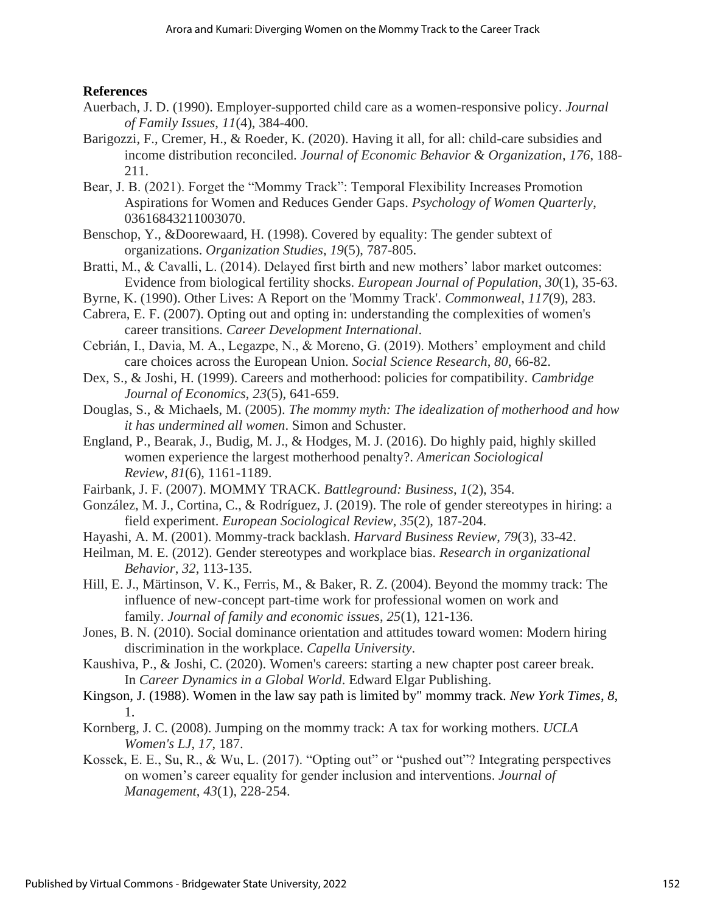**References**

Auerbach, J. D. (1990). Employer-supported child care as a women-responsive policy. *Journal of Family Issues*, *11*(4), 384-400.

Barigozzi, F., Cremer, H., & Roeder, K. (2020). Having it all, for all: child-care subsidies and income distribution reconciled. *Journal of Economic Behavior & Organization*, *176*, 188-211.

Bear, J. B. (2021). Forget the "Mommy Track": Temporal Flexibility Increases Promotion Aspirations for Women and Reduces Gender Gaps. *Psychology of Women Quarterly*, 03616843211003070.

Benschop, Y., &Doorewaard, H. (1998). Covered by equality: The gender subtext of organizations. *Organization Studies*, *19*(5), 787-805.

Bratti, M., & Cavalli, L. (2014). Delayed first birth and new mothers' labor market outcomes: Evidence from biological fertility shocks. *European Journal of Population*, *30*(1), 35-63.

Byrne, K. (1990). Other Lives: A Report on the 'Mommy Track'. *Commonweal*, *117*(9), 283.

Cabrera, E. F. (2007). Opting out and opting in: understanding the complexities of women's career transitions. *Career Development International*.

Cebrián, I., Davia, M. A., Legazpe, N., & Moreno, G. (2019). Mothers' employment and child care choices across the European Union. *Social Science Research*, *80*, 66-82.

Dex, S., & Joshi, H. (1999). Careers and motherhood: policies for compatibility. *Cambridge Journal of Economics*, *23*(5), 641-659.

Douglas, S., & Michaels, M. (2005). *The mommy myth: The idealization of motherhood and how it has undermined all women*. Simon and Schuster.

England, P., Bearak, J., Budig, M. J., & Hodges, M. J. (2016). Do highly paid, highly skilled women experience the largest motherhood penalty?. *American Sociological Review*, *81*(6), 1161-1189.

Fairbank, J. F. (2007). MOMMY TRACK. *Battleground: Business*, *1*(2), 354.

González, M. J., Cortina, C., & Rodríguez, J. (2019). The role of gender stereotypes in hiring: a field experiment. *European Sociological Review*, *35*(2), 187-204.

Hayashi, A. M. (2001). Mommy-track backlash. *Harvard Business Review*, *79*(3), 33-42.

Heilman, M. E. (2012). Gender stereotypes and workplace bias. *Research in organizational Behavior*, *32*, 113-135.

Hill, E. J., Märtinson, V. K., Ferris, M., & Baker, R. Z. (2004). Beyond the mommy track: The influence of new-concept part-time work for professional women on work and family. *Journal of family and economic issues*, *25*(1), 121-136.

Jones, B. N. (2010). Social dominance orientation and attitudes toward women: Modern hiring discrimination in the workplace. *Capella University*.

Kaushiva, P., & Joshi, C. (2020). Women's careers: starting a new chapter post career break. In *Career Dynamics in a Global World*. Edward Elgar Publishing.

Kingson, J. (1988). Women in the law say path is limited by" mommy track. *New York Times*, *8*, 1.

Kornberg, J. C. (2008). Jumping on the mommy track: A tax for working mothers. *UCLA Women's LJ*, *17*, 187.

Kossek, E. E., Su, R., & Wu, L. (2017). "Opting out" or "pushed out"? Integrating perspectives on women's career equality for gender inclusion and interventions. *Journal of Management*, *43*(1), 228-254.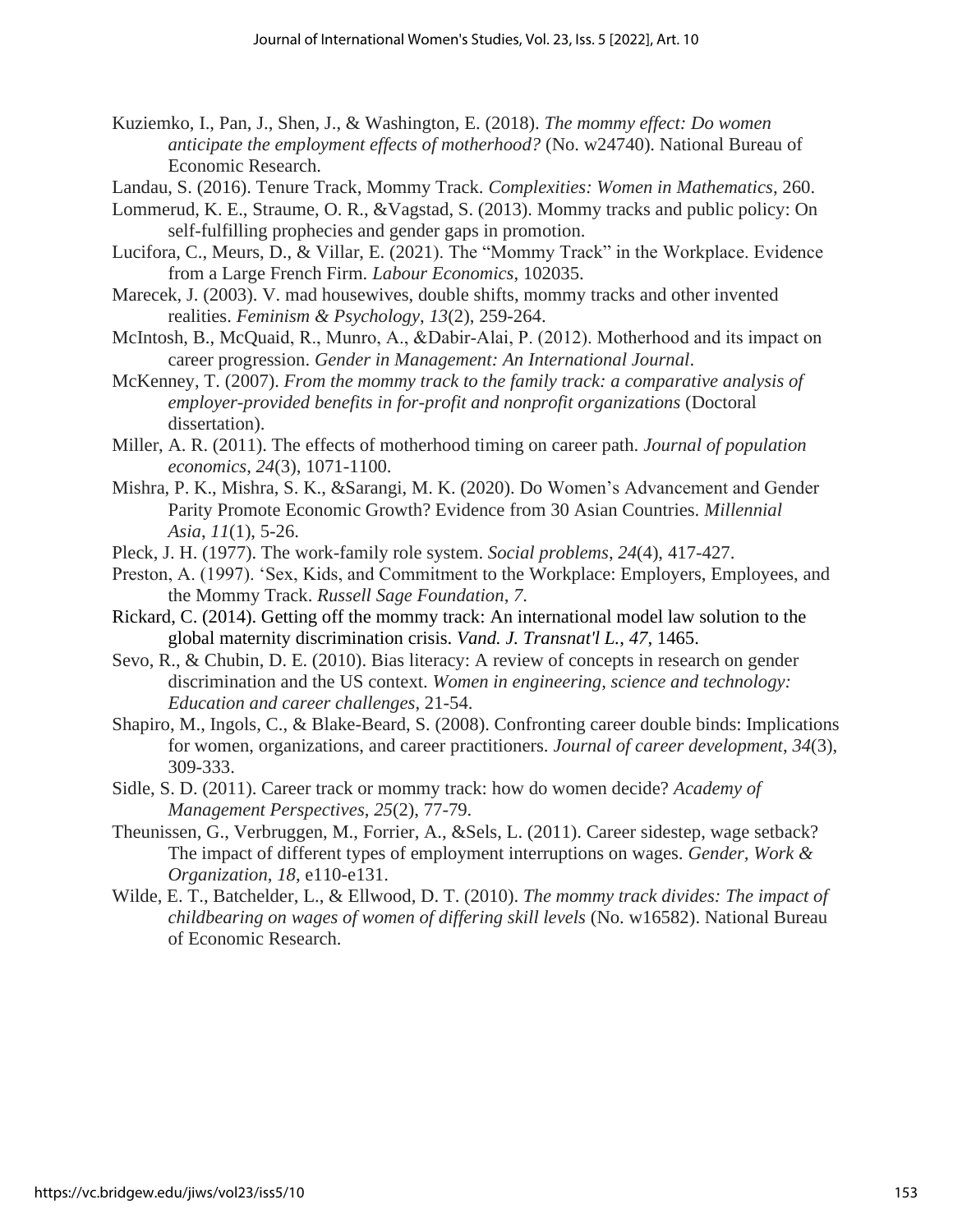Kuziemko, I., Pan, J., Shen, J., & Washington, E. (2018). *The mommy effect: Do women anticipate the employment effects of motherhood?* (No. w24740). National Bureau of Economic Research.

Landau, S. (2016). Tenure Track, Mommy Track. *Complexities: Women in Mathematics*, 260.

Lommerud, K. E., Straume, O. R., &Vagstad, S. (2013). Mommy tracks and public policy: On self-fulfilling prophecies and gender gaps in promotion.

Lucifora, C., Meurs, D., & Villar, E. (2021). The "Mommy Track" in the Workplace. Evidence from a Large French Firm. *Labour Economics*, 102035.

Marecek, J. (2003). V. mad housewives, double shifts, mommy tracks and other invented realities. *Feminism & Psychology*, *13*(2), 259-264.

McIntosh, B., McQuaid, R., Munro, A., &Dabir-Alai, P. (2012). Motherhood and its impact on career progression. *Gender in Management: An International Journal*.

McKenney, T. (2007). *From the mommy track to the family track: a comparative analysis of employer-provided benefits in for-profit and nonprofit organizations* (Doctoral dissertation).

Miller, A. R. (2011). The effects of motherhood timing on career path. *Journal of population economics*, *24*(3), 1071-1100.

Mishra, P. K., Mishra, S. K., &Sarangi, M. K. (2020). Do Women's Advancement and Gender Parity Promote Economic Growth? Evidence from 30 Asian Countries. *Millennial Asia*, *11*(1), 5-26.

Pleck, J. H. (1977). The work-family role system. *Social problems*, *24*(4), 417-427.

Preston, A. (1997). 'Sex, Kids, and Commitment to the Workplace: Employers, Employees, and the Mommy Track. *Russell Sage Foundation*, *7*.

Rickard, C. (2014). Getting off the mommy track: An international model law solution to the global maternity discrimination crisis. *Vand. J. Transnat'l L.*, *47*, 1465.

Sevo, R., & Chubin, D. E. (2010). Bias literacy: A review of concepts in research on gender discrimination and the US context. *Women in engineering, science and technology: Education and career challenges*, 21-54.

Shapiro, M., Ingols, C., & Blake-Beard, S. (2008). Confronting career double binds: Implications for women, organizations, and career practitioners. *Journal of career development*, *34*(3), 309-333.

Sidle, S. D. (2011). Career track or mommy track: how do women decide? *Academy of Management Perspectives*, *25*(2), 77-79.

Theunissen, G., Verbruggen, M., Forrier, A., &Sels, L. (2011). Career sidestep, wage setback? The impact of different types of employment interruptions on wages. *Gender, Work & Organization*, *18*, e110-e131.

Wilde, E. T., Batchelder, L., & Ellwood, D. T. (2010). *The mommy track divides: The impact of childbearing on wages of women of differing skill levels* (No. w16582). National Bureau of Economic Research.